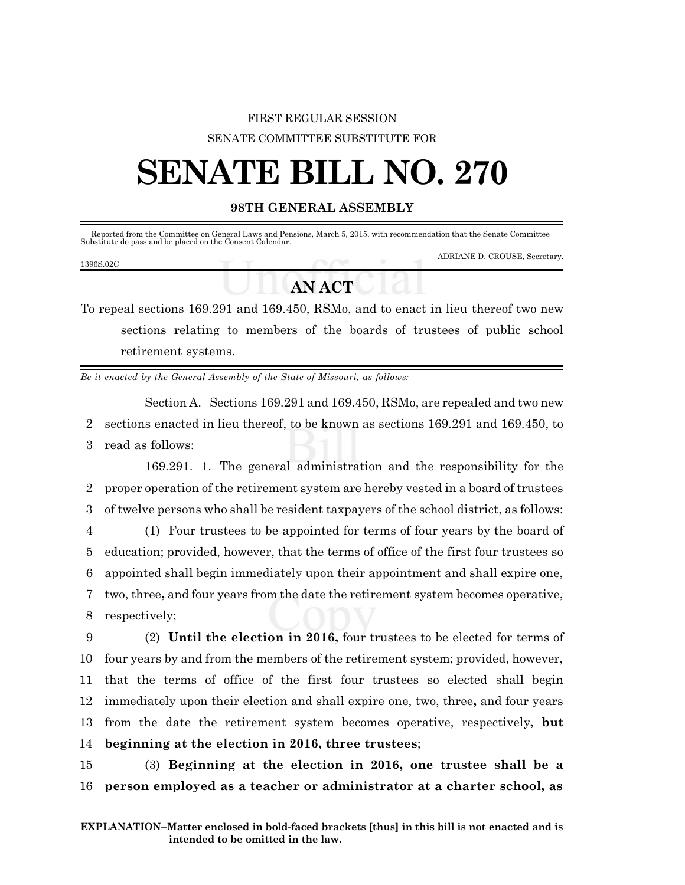FIRST REGULAR SESSION

SENATE COMMITTEE SUBSTITUTE FOR

# SENATE BILL NO. 270

**98TH GENERAL ASSEMBLY**

Reported from the Committee on General Laws and Pensions, March 5, 2015, with recommendation that the Senate Committee Substitute do pass and be placed on the Consent Calendar.

ADRIANE D. CROUSE, Secretary.

1396S.02C

## AN ACT

To repeal sections 169.291 and 169.450, RSMo, and to enact in lieu thereof two new sections relating to members of the boards of trustees of public school retirement systems.

*Be it enacted by the General Assembly of the State of Missouri, as follows:*

Section A. Sections 169.291 and 169.450, RSMo, are repealed and two new sections enacted in lieu thereof, to be known as sections 169.291 and 169.450, to read as follows:

169.291. 1. The general administration and the responsibility for the proper operation of the retirement system are hereby vested in a board of trustees of twelve persons who shall be resident taxpayers of the school district, as follows:

(1) Four trustees to be appointed for terms of four years by the board of education; provided, however, that the terms of office of the first four trustees so appointed shall begin immediately upon their appointment and shall expire one, two, three**,** and four years from the date the retirement system becomes operative, respectively;

(2) **Until the election in 2016,** four trustees to be elected for terms of four years by and from the members of the retirement system; provided, however, that the terms of office of the first four trustees so elected shall begin immediately upon their election and shall expire one, two, three**,** and four years from the date the retirement system becomes operative, respectively**, but beginning at the election in 2016, three trustees**;

(3) **Beginning at the election in 2016, one trustee shall be a person employed as a teacher or administrator at a charter school, as**

**EXPLANATION–Matter enclosed in bold-faced brackets [thus] in this bill is not enacted and is intended to be omitted in the law.**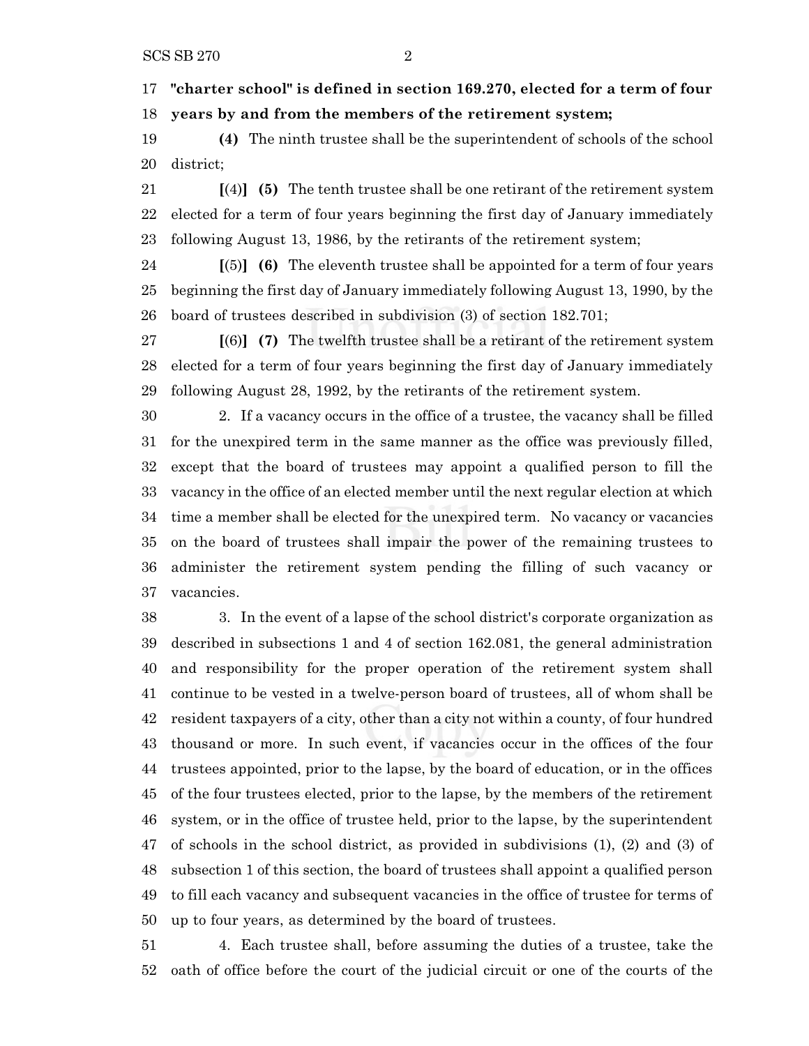**"charter school" is defined in section 169.270, elected for a term of four years by and from the members of the retirement system;**

**(4)** The ninth trustee shall be the superintendent of schools of the school district;

**[**(4)**]** **(5)** The tenth trustee shall be one retirant of the retirement system elected for a term of four years beginning the first day of January immediately following August 13, 1986, by the retirants of the retirement system;

**[**(5)**]** **(6)** The eleventh trustee shall be appointed for a term of four years beginning the first day of January immediately following August 13, 1990, by the board of trustees described in subdivision (3) of section 182.701;

**[**(6)**]** **(7)** The twelfth trustee shall be a retirant of the retirement system elected for a term of four years beginning the first day of January immediately following August 28, 1992, by the retirants of the retirement system.

2. If a vacancy occurs in the office of a trustee, the vacancy shall be filled for the unexpired term in the same manner as the office was previously filled, except that the board of trustees may appoint a qualified person to fill the vacancy in the office of an elected member until the next regular election at which time a member shall be elected for the unexpired term. No vacancy or vacancies on the board of trustees shall impair the power of the remaining trustees to administer the retirement system pending the filling of such vacancy or vacancies.

3. In the event of a lapse of the school district's corporate organization as described in subsections 1 and 4 of section 162.081, the general administration and responsibility for the proper operation of the retirement system shall continue to be vested in a twelve-person board of trustees, all of whom shall be resident taxpayers of a city, other than a city not within a county, of four hundred thousand or more. In such event, if vacancies occur in the offices of the four trustees appointed, prior to the lapse, by the board of education, or in the offices of the four trustees elected, prior to the lapse, by the members of the retirement system, or in the office of trustee held, prior to the lapse, by the superintendent of schools in the school district, as provided in subdivisions (1), (2) and (3) of subsection 1 of this section, the board of trustees shall appoint a qualified person to fill each vacancy and subsequent vacancies in the office of trustee for terms of up to four years, as determined by the board of trustees.

4. Each trustee shall, before assuming the duties of a trustee, take the oath of office before the court of the judicial circuit or one of the courts of the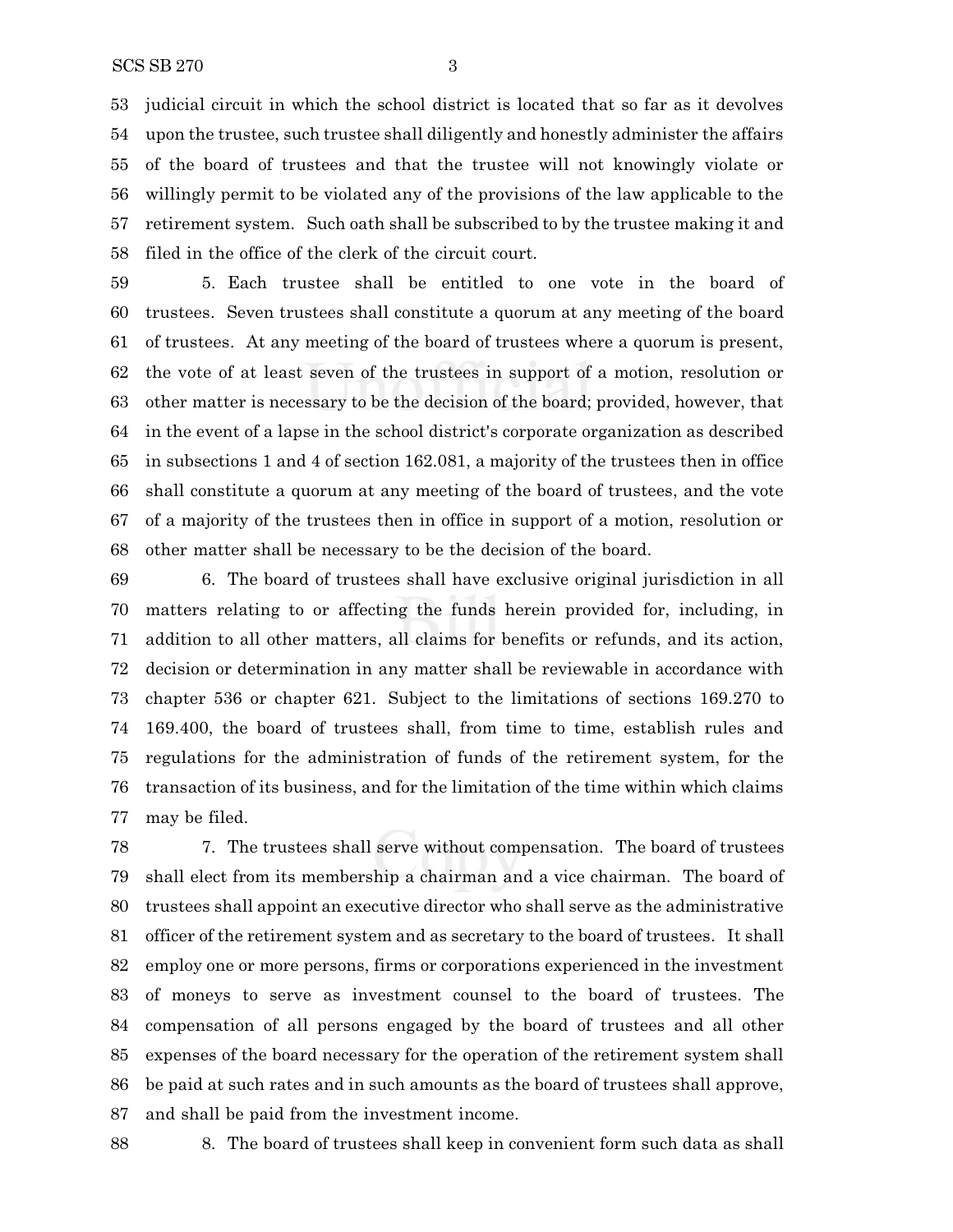judicial circuit in which the school district is located that so far as it devolves upon the trustee, such trustee shall diligently and honestly administer the affairs of the board of trustees and that the trustee will not knowingly violate or willingly permit to be violated any of the provisions of the law applicable to the retirement system. Such oath shall be subscribed to by the trustee making it and filed in the office of the clerk of the circuit court.

5. Each trustee shall be entitled to one vote in the board of trustees. Seven trustees shall constitute a quorum at any meeting of the board of trustees. At any meeting of the board of trustees where a quorum is present, the vote of at least seven of the trustees in support of a motion, resolution or other matter is necessary to be the decision of the board; provided, however, that in the event of a lapse in the school district's corporate organization as described in subsections 1 and 4 of section 162.081, a majority of the trustees then in office shall constitute a quorum at any meeting of the board of trustees, and the vote of a majority of the trustees then in office in support of a motion, resolution or other matter shall be necessary to be the decision of the board.

6. The board of trustees shall have exclusive original jurisdiction in all matters relating to or affecting the funds herein provided for, including, in addition to all other matters, all claims for benefits or refunds, and its action, decision or determination in any matter shall be reviewable in accordance with chapter 536 or chapter 621. Subject to the limitations of sections 169.270 to 169.400, the board of trustees shall, from time to time, establish rules and regulations for the administration of funds of the retirement system, for the transaction of its business, and for the limitation of the time within which claims may be filed.

7. The trustees shall serve without compensation. The board of trustees shall elect from its membership a chairman and a vice chairman. The board of trustees shall appoint an executive director who shall serve as the administrative officer of the retirement system and as secretary to the board of trustees. It shall employ one or more persons, firms or corporations experienced in the investment of moneys to serve as investment counsel to the board of trustees. The compensation of all persons engaged by the board of trustees and all other expenses of the board necessary for the operation of the retirement system shall be paid at such rates and in such amounts as the board of trustees shall approve, and shall be paid from the investment income.

8. The board of trustees shall keep in convenient form such data as shall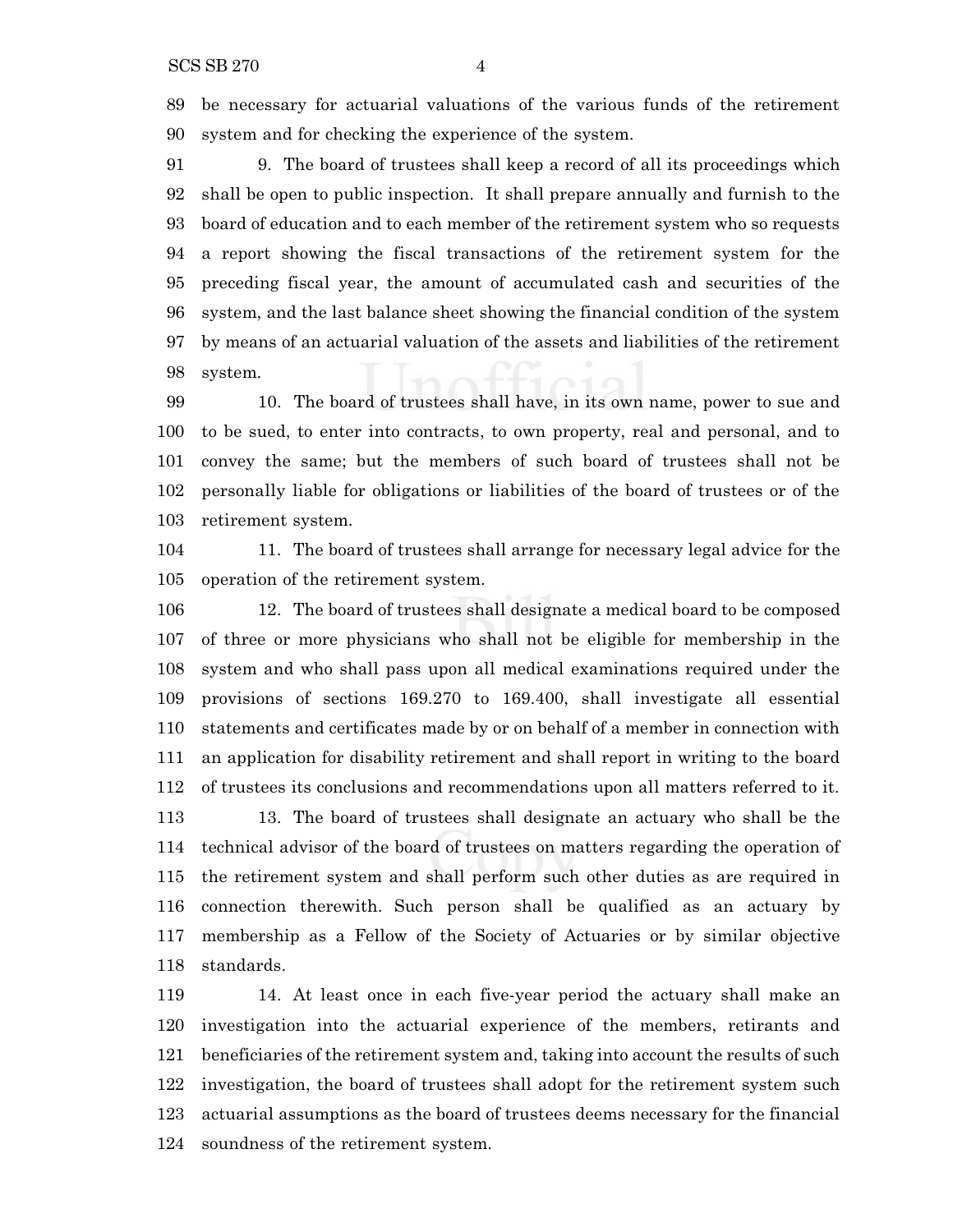be necessary for actuarial valuations of the various funds of the retirement system and for checking the experience of the system.

9. The board of trustees shall keep a record of all its proceedings which shall be open to public inspection. It shall prepare annually and furnish to the board of education and to each member of the retirement system who so requests a report showing the fiscal transactions of the retirement system for the preceding fiscal year, the amount of accumulated cash and securities of the system, and the last balance sheet showing the financial condition of the system by means of an actuarial valuation of the assets and liabilities of the retirement system.

10. The board of trustees shall have, in its own name, power to sue and to be sued, to enter into contracts, to own property, real and personal, and to convey the same; but the members of such board of trustees shall not be personally liable for obligations or liabilities of the board of trustees or of the retirement system.

11. The board of trustees shall arrange for necessary legal advice for the operation of the retirement system.

12. The board of trustees shall designate a medical board to be composed of three or more physicians who shall not be eligible for membership in the system and who shall pass upon all medical examinations required under the provisions of sections 169.270 to 169.400, shall investigate all essential statements and certificates made by or on behalf of a member in connection with an application for disability retirement and shall report in writing to the board of trustees its conclusions and recommendations upon all matters referred to it.

13. The board of trustees shall designate an actuary who shall be the technical advisor of the board of trustees on matters regarding the operation of the retirement system and shall perform such other duties as are required in connection therewith. Such person shall be qualified as an actuary by membership as a Fellow of the Society of Actuaries or by similar objective standards.

14. At least once in each five-year period the actuary shall make an investigation into the actuarial experience of the members, retirants and beneficiaries of the retirement system and, taking into account the results of such investigation, the board of trustees shall adopt for the retirement system such actuarial assumptions as the board of trustees deems necessary for the financial soundness of the retirement system.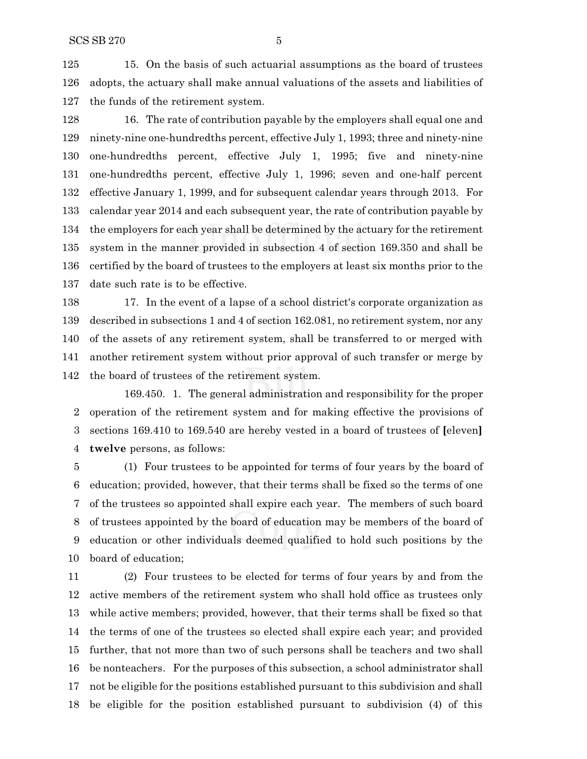15. On the basis of such actuarial assumptions as the board of trustees adopts, the actuary shall make annual valuations of the assets and liabilities of the funds of the retirement system.

16. The rate of contribution payable by the employers shall equal one and ninety-nine one-hundredths percent, effective July 1, 1993; three and ninety-nine one-hundredths percent, effective July 1, 1995; five and ninety-nine one-hundredths percent, effective July 1, 1996; seven and one-half percent effective January 1, 1999, and for subsequent calendar years through 2013. For calendar year 2014 and each subsequent year, the rate of contribution payable by the employers for each year shall be determined by the actuary for the retirement system in the manner provided in subsection 4 of section 169.350 and shall be certified by the board of trustees to the employers at least six months prior to the date such rate is to be effective.

17. In the event of a lapse of a school district's corporate organization as described in subsections 1 and 4 of section 162.081, no retirement system, nor any of the assets of any retirement system, shall be transferred to or merged with another retirement system without prior approval of such transfer or merge by the board of trustees of the retirement system.

169.450. 1. The general administration and responsibility for the proper operation of the retirement system and for making effective the provisions of sections 169.410 to 169.540 are hereby vested in a board of trustees of [eleven] **twelve** persons, as follows:

(1) Four trustees to be appointed for terms of four years by the board of education; provided, however, that their terms shall be fixed so the terms of one of the trustees so appointed shall expire each year. The members of such board of trustees appointed by the board of education may be members of the board of education or other individuals deemed qualified to hold such positions by the board of education;

(2) Four trustees to be elected for terms of four years by and from the active members of the retirement system who shall hold office as trustees only while active members; provided, however, that their terms shall be fixed so that the terms of one of the trustees so elected shall expire each year; and provided further, that not more than two of such persons shall be teachers and two shall be nonteachers. For the purposes of this subsection, a school administrator shall not be eligible for the positions established pursuant to this subdivision and shall be eligible for the position established pursuant to subdivision (4) of this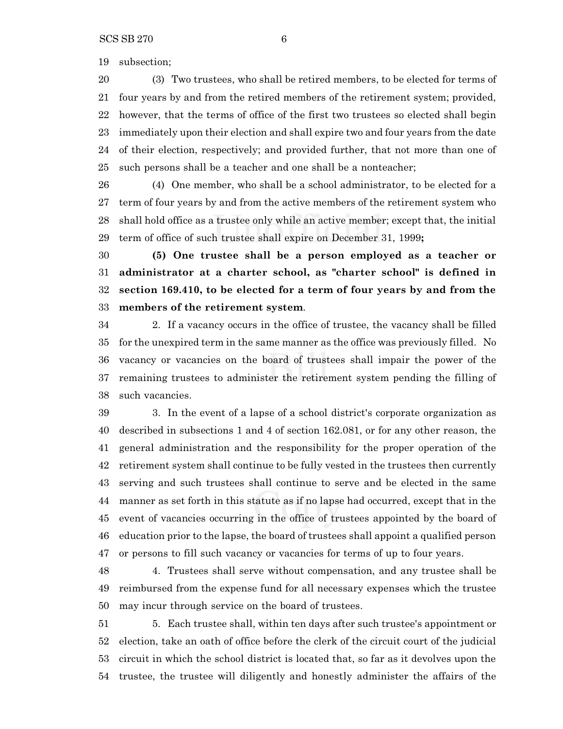subsection;

(3) Two trustees, who shall be retired members, to be elected for terms of four years by and from the retired members of the retirement system; provided, however, that the terms of office of the first two trustees so elected shall begin immediately upon their election and shall expire two and four years from the date of their election, respectively; and provided further, that not more than one of such persons shall be a teacher and one shall be a nonteacher;

(4) One member, who shall be a school administrator, to be elected for a term of four years by and from the active members of the retirement system who shall hold office as a trustee only while an active member; except that, the initial term of office of such trustee shall expire on December 31, 1999**;**

**(5) One trustee shall be a person employed as a teacher or administrator at a charter school, as "charter school" is defined in section 169.410, to be elected for a term of four years by and from the members of the retirement system**.

2. If a vacancy occurs in the office of trustee, the vacancy shall be filled for the unexpired term in the same manner as the office was previously filled. No vacancy or vacancies on the board of trustees shall impair the power of the remaining trustees to administer the retirement system pending the filling of such vacancies.

3. In the event of a lapse of a school district's corporate organization as described in subsections 1 and 4 of section 162.081, or for any other reason, the general administration and the responsibility for the proper operation of the retirement system shall continue to be fully vested in the trustees then currently serving and such trustees shall continue to serve and be elected in the same manner as set forth in this statute as if no lapse had occurred, except that in the event of vacancies occurring in the office of trustees appointed by the board of education prior to the lapse, the board of trustees shall appoint a qualified person or persons to fill such vacancy or vacancies for terms of up to four years.

4. Trustees shall serve without compensation, and any trustee shall be reimbursed from the expense fund for all necessary expenses which the trustee may incur through service on the board of trustees.

5. Each trustee shall, within ten days after such trustee's appointment or election, take an oath of office before the clerk of the circuit court of the judicial circuit in which the school district is located that, so far as it devolves upon the trustee, the trustee will diligently and honestly administer the affairs of the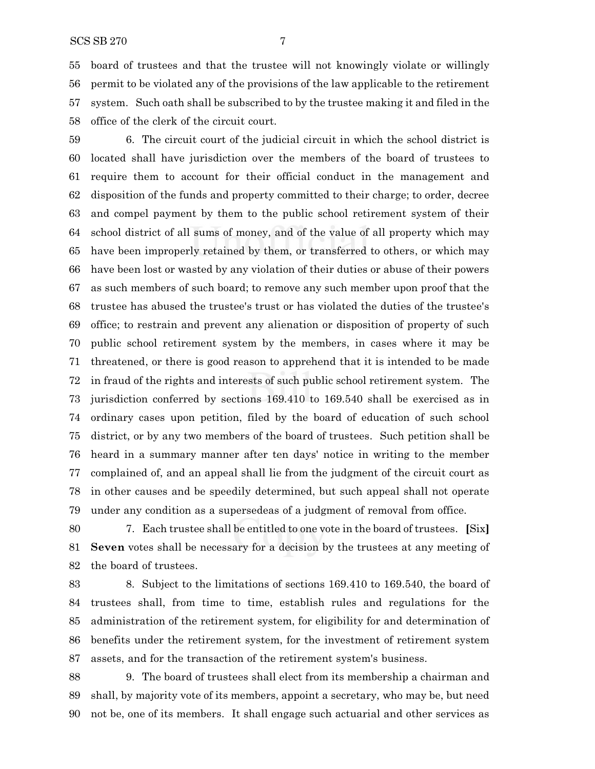55 board of trustees and that the trustee will not knowingly violate or willingly
56 permit to be violated any of the provisions of the law applicable to the retirement
57 system. Such oath shall be subscribed to by the trustee making it and filed in the
58 office of the clerk of the circuit court.

59 6. The circuit court of the judicial circuit in which the school district is
60 located shall have jurisdiction over the members of the board of trustees to
61 require them to account for their official conduct in the management and
62 disposition of the funds and property committed to their charge; to order, decree
63 and compel payment by them to the public school retirement system of their
64 school district of all sums of money, and of the value of all property which may
65 have been improperly retained by them, or transferred to others, or which may
66 have been lost or wasted by any violation of their duties or abuse of their powers
67 as such members of such board; to remove any such member upon proof that the
68 trustee has abused the trustee's trust or has violated the duties of the trustee's
69 office; to restrain and prevent any alienation or disposition of property of such
70 public school retirement system by the members, in cases where it may be
71 threatened, or there is good reason to apprehend that it is intended to be made
72 in fraud of the rights and interests of such public school retirement system. The
73 jurisdiction conferred by sections 169.410 to 169.540 shall be exercised as in
74 ordinary cases upon petition, filed by the board of education of such school
75 district, or by any two members of the board of trustees. Such petition shall be
76 heard in a summary manner after ten days' notice in writing to the member
77 complained of, and an appeal shall lie from the judgment of the circuit court as
78 in other causes and be speedily determined, but such appeal shall not operate
79 under any condition as a supersedeas of a judgment of removal from office.

80 7. Each trustee shall be entitled to one vote in the board of trustees. **[**Six**]**
81 **Seven** votes shall be necessary for a decision by the trustees at any meeting of
82 the board of trustees.

83 8. Subject to the limitations of sections 169.410 to 169.540, the board of
84 trustees shall, from time to time, establish rules and regulations for the
85 administration of the retirement system, for eligibility for and determination of
86 benefits under the retirement system, for the investment of retirement system
87 assets, and for the transaction of the retirement system's business.

88 9. The board of trustees shall elect from its membership a chairman and
89 shall, by majority vote of its members, appoint a secretary, who may be, but need
90 not be, one of its members. It shall engage such actuarial and other services as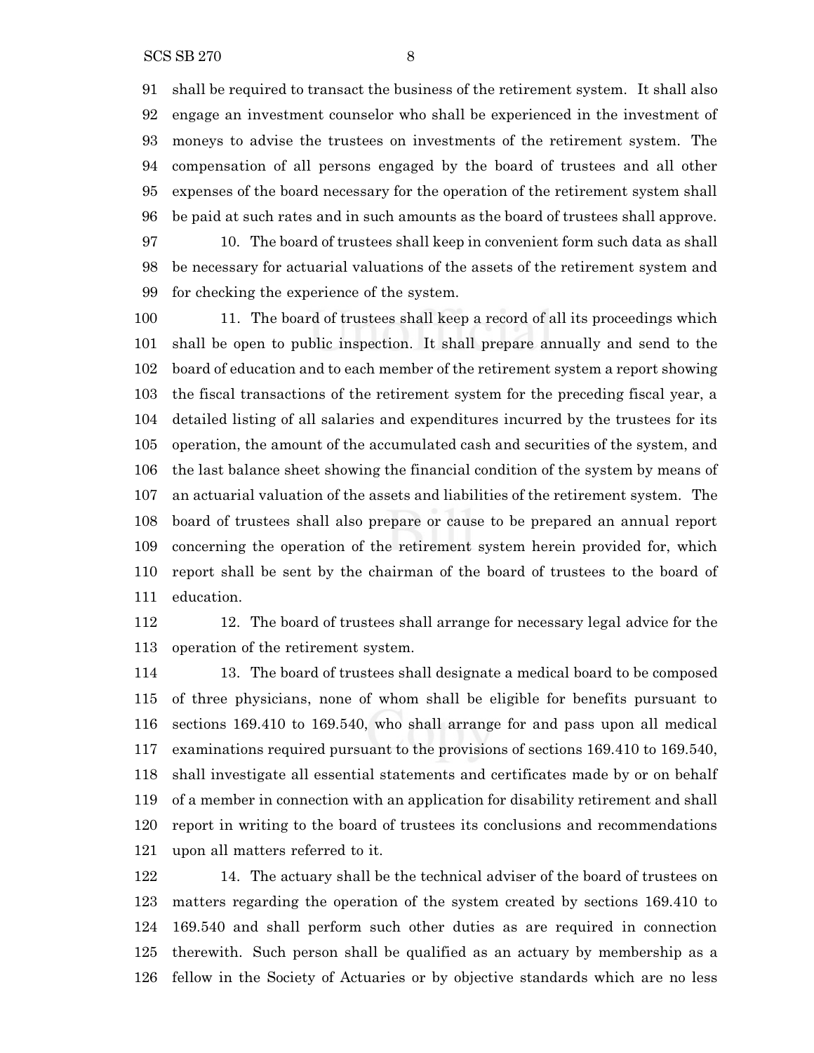shall be required to transact the business of the retirement system. It shall also engage an investment counselor who shall be experienced in the investment of moneys to advise the trustees on investments of the retirement system. The compensation of all persons engaged by the board of trustees and all other expenses of the board necessary for the operation of the retirement system shall be paid at such rates and in such amounts as the board of trustees shall approve.

10. The board of trustees shall keep in convenient form such data as shall be necessary for actuarial valuations of the assets of the retirement system and for checking the experience of the system.

11. The board of trustees shall keep a record of all its proceedings which shall be open to public inspection. It shall prepare annually and send to the board of education and to each member of the retirement system a report showing the fiscal transactions of the retirement system for the preceding fiscal year, a detailed listing of all salaries and expenditures incurred by the trustees for its operation, the amount of the accumulated cash and securities of the system, and the last balance sheet showing the financial condition of the system by means of an actuarial valuation of the assets and liabilities of the retirement system. The board of trustees shall also prepare or cause to be prepared an annual report concerning the operation of the retirement system herein provided for, which report shall be sent by the chairman of the board of trustees to the board of education.

12. The board of trustees shall arrange for necessary legal advice for the operation of the retirement system.

13. The board of trustees shall designate a medical board to be composed of three physicians, none of whom shall be eligible for benefits pursuant to sections 169.410 to 169.540, who shall arrange for and pass upon all medical examinations required pursuant to the provisions of sections 169.410 to 169.540, shall investigate all essential statements and certificates made by or on behalf of a member in connection with an application for disability retirement and shall report in writing to the board of trustees its conclusions and recommendations upon all matters referred to it.

14. The actuary shall be the technical adviser of the board of trustees on matters regarding the operation of the system created by sections 169.410 to 169.540 and shall perform such other duties as are required in connection therewith. Such person shall be qualified as an actuary by membership as a fellow in the Society of Actuaries or by objective standards which are no less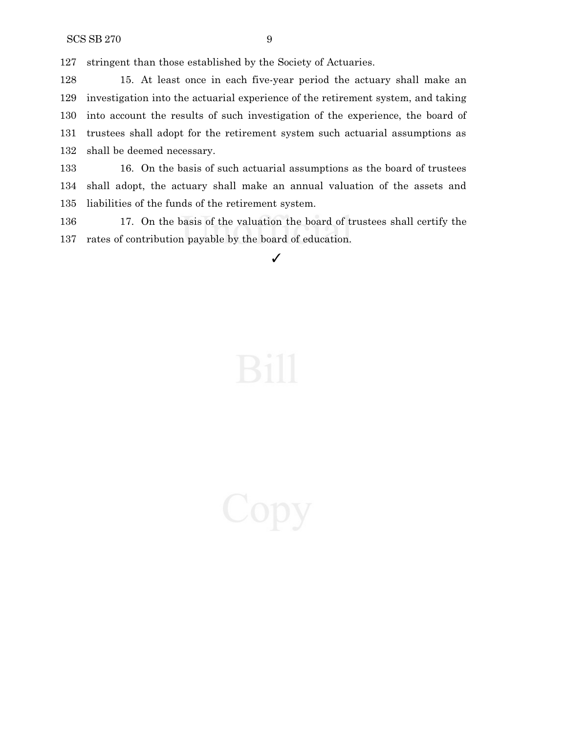127 stringent than those established by the Society of Actuaries.

128 15. At least once in each five-year period the actuary shall make an
129 investigation into the actuarial experience of the retirement system, and taking
130 into account the results of such investigation of the experience, the board of
131 trustees shall adopt for the retirement system such actuarial assumptions as
132 shall be deemed necessary.

133 16. On the basis of such actuarial assumptions as the board of trustees
134 shall adopt, the actuary shall make an annual valuation of the assets and
135 liabilities of the funds of the retirement system.

136 17. On the basis of the valuation the board of trustees shall certify the
137 rates of contribution payable by the board of education.

✓